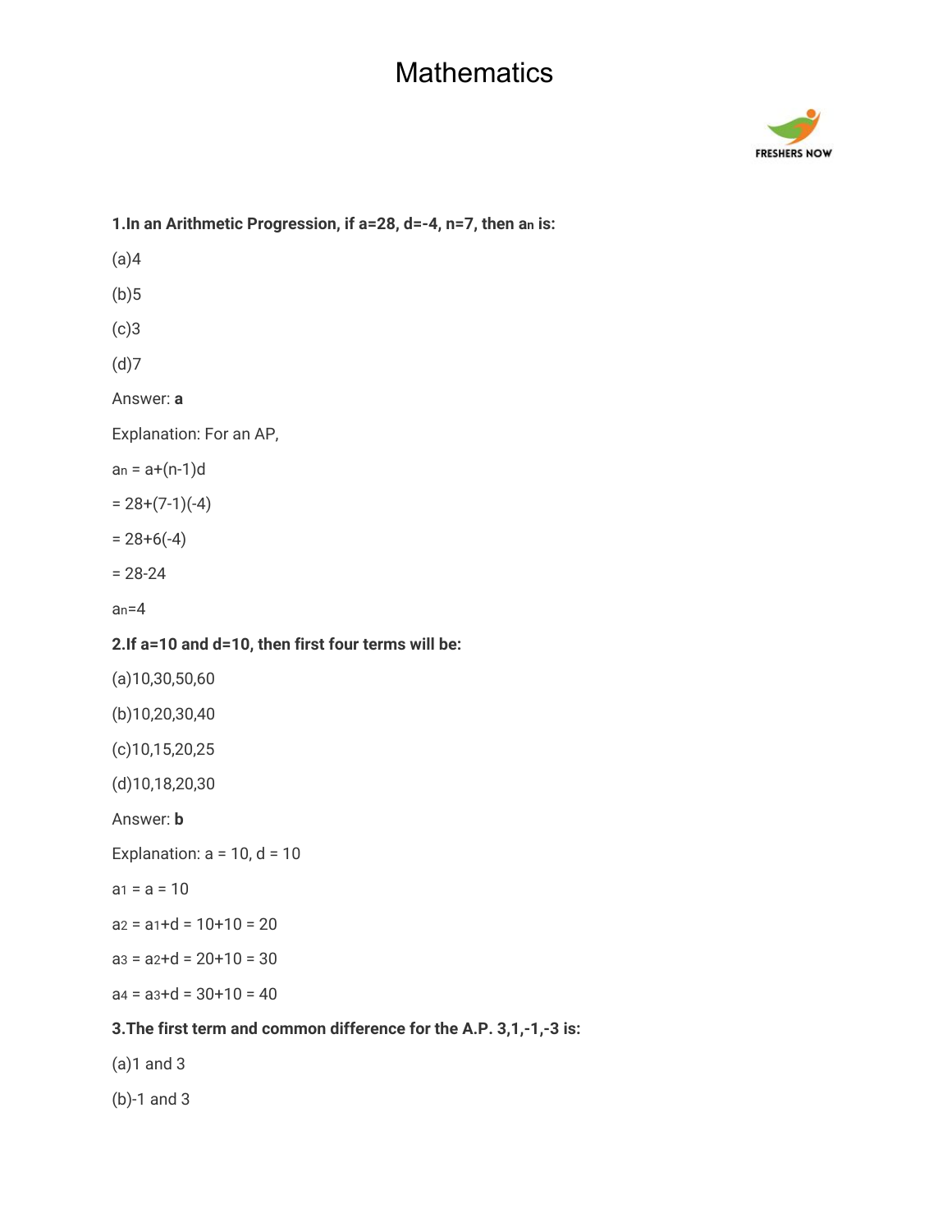# Mathematics

**1.In an Arithmetic Progression, if a=28, d=-4, n=7, then $a_n$ is:**

(a)4

(b)5

(c)3

(d)7

Answer: **a**

Explanation: For an AP,

$a_n = a+(n-1)d$

$= 28+(7-1)(-4)$

$= 28+6(-4)$

$= 28-24$

$a_n=4$

**2.If a=10 and d=10, then first four terms will be:**

(a)10,30,50,60

(b)10,20,30,40

(c)10,15,20,25

(d)10,18,20,30

Answer: **b**

Explanation: a = 10, d = 10

$a_1 = a = 10$

$a_2 = a_1+d = 10+10 = 20$

$a_3 = a_2+d = 20+10 = 30$

$a_4 = a_3+d = 30+10 = 40$

**3.The first term and common difference for the A.P. 3,1,-1,-3 is:**

(a)1 and 3

(b)-1 and 3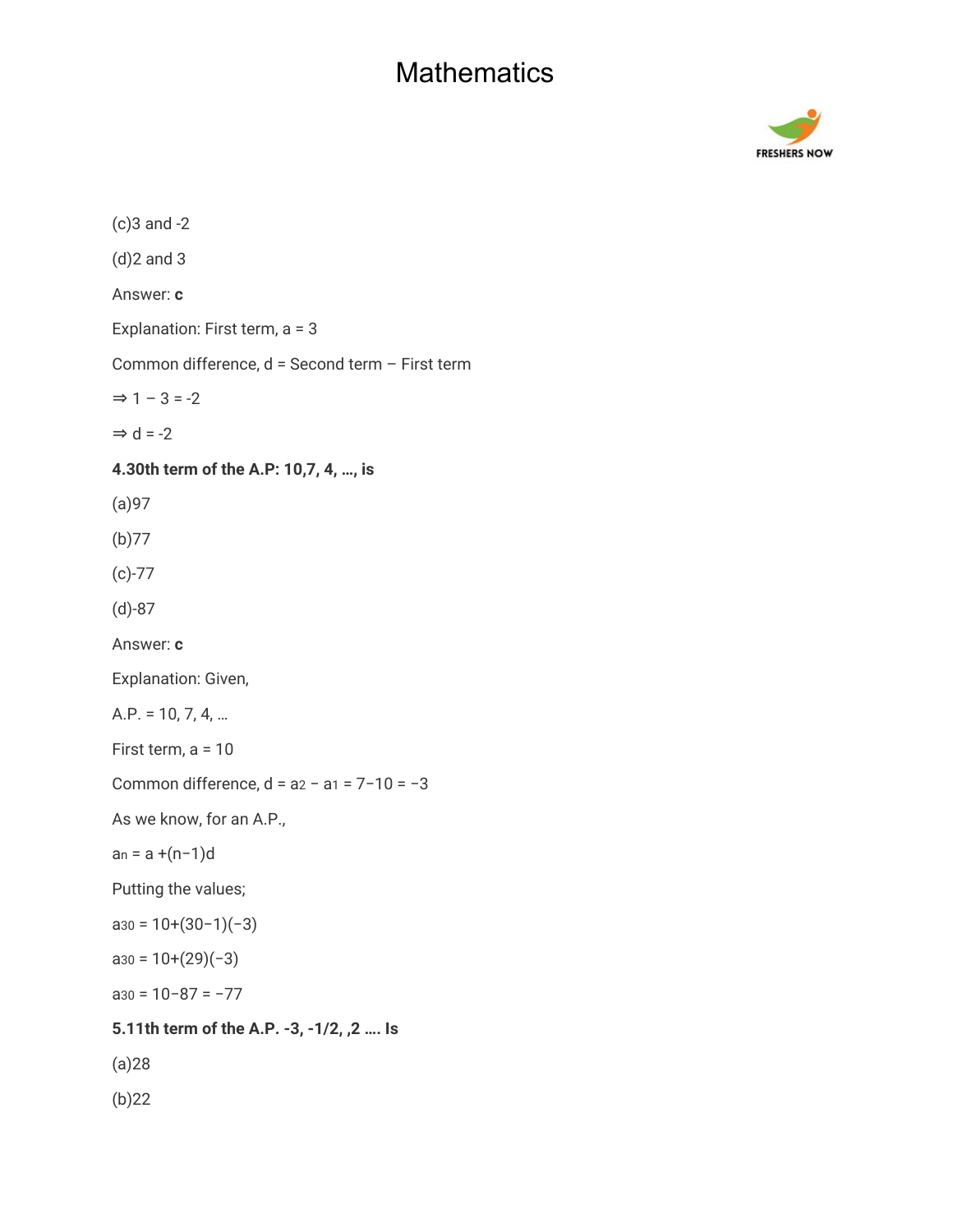(c)3 and -2

(d)2 and 3

Answer: **c**

Explanation: First term, a = 3

Common difference, d = Second term – First term

⇒ 1 – 3 = -2

⇒ d = -2

**4.30th term of the A.P: 10,7, 4, …, is**

(a)97

(b)77

(c)-77

(d)-87

Answer: **c**

Explanation: Given,

A.P. = 10, 7, 4, …

First term, a = 10

Common difference, $d = a_2 - a_1 = 7-10 = -3$

As we know, for an A.P.,

$a_n = a + (n-1)d$

Putting the values;

$a_{30} = 10+(30-1)(-3)$

$a_{30} = 10+(29)(-3)$

$a_{30} = 10-87 = -77$

**5.11th term of the A.P. -3, -1/2, ,2 …. Is**

(a)28

(b)22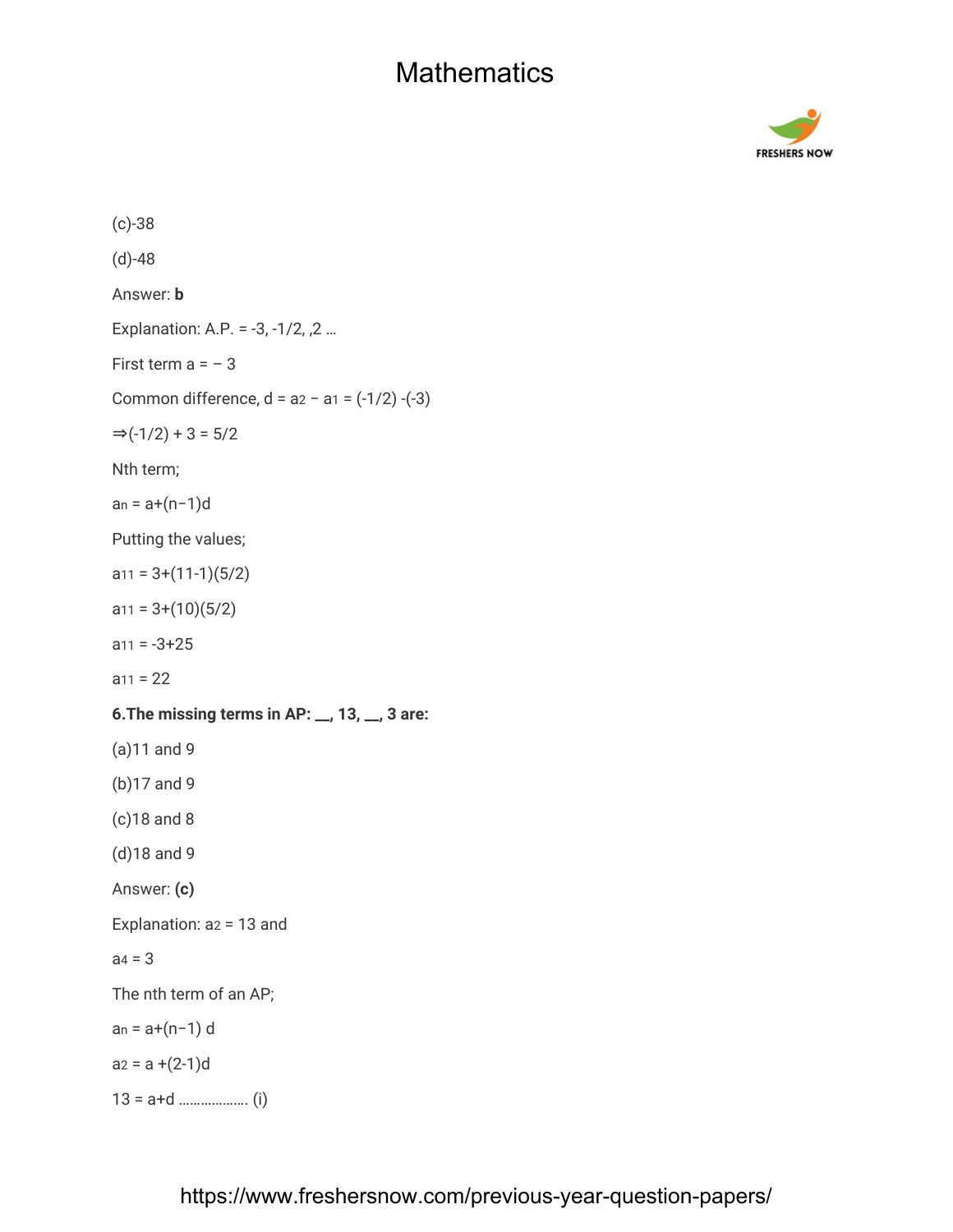(c)-38

(d)-48

Answer: **b**

Explanation: A.P. = -3, -1/2, ,2 …

First term a = – 3

Common difference, d = $a_2$ – $a_1$ = (-1/2) -(-3)

⇒(-1/2) + 3 = 5/2

Nth term;

$a_n$ = a+(n−1)d

Putting the values;

$a_{11}$ = 3+(11-1)(5/2)

$a_{11}$ = 3+(10)(5/2)

$a_{11}$ = -3+25

$a_{11}$ = 22

**6.The missing terms in AP: __, 13, __, 3 are:**

(a)11 and 9

(b)17 and 9

(c)18 and 8

(d)18 and 9

Answer: **(c)**

Explanation: $a_2$ = 13 and

$a_4$ = 3

The nth term of an AP;

$a_n$ = a+(n−1) d

$a_2$ = a +(2-1)d

13 = a+d ………………. (i)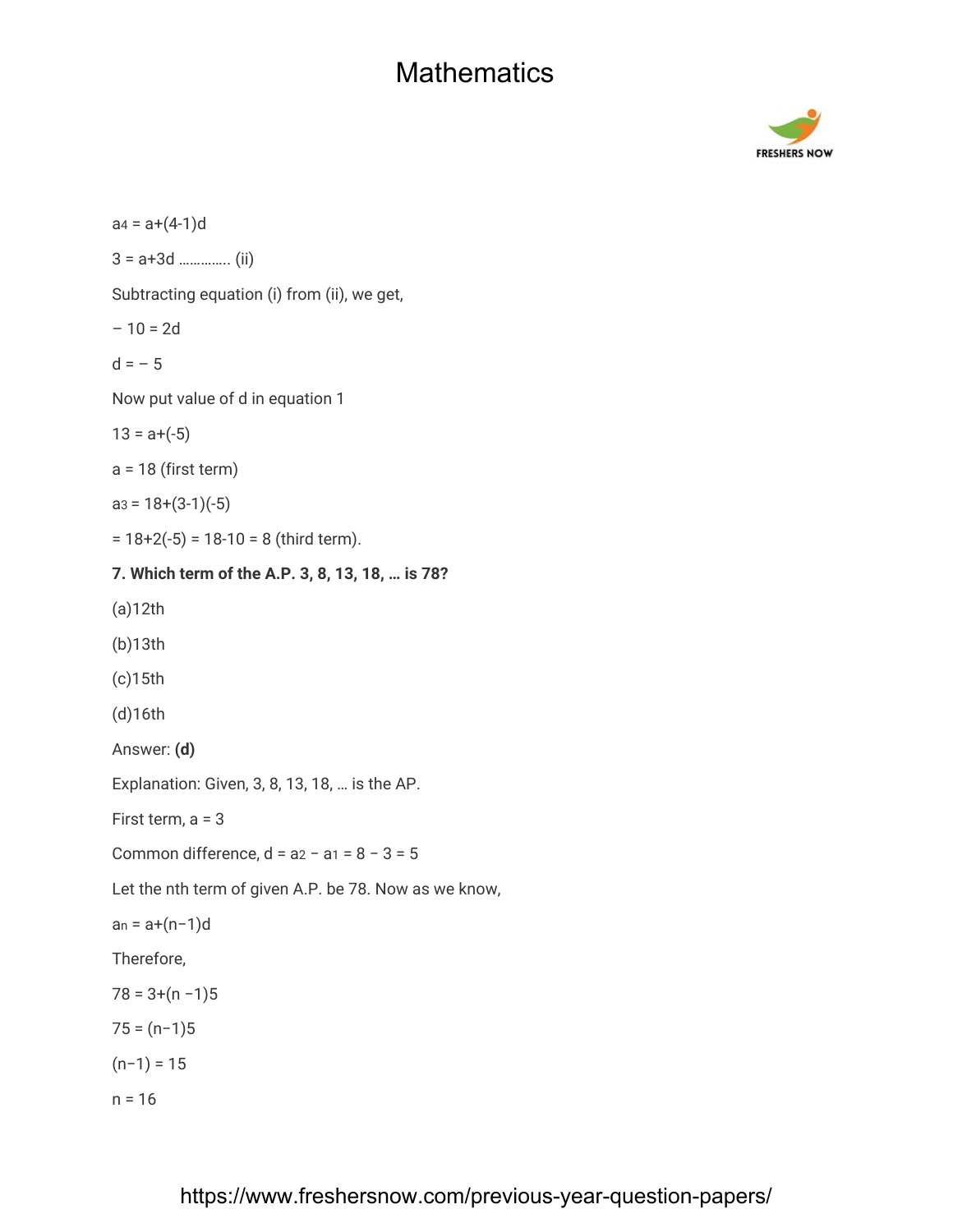$a_4 = a+(4-1)d$

$3 = a+3d$ …………. (ii)

Subtracting equation (i) from (ii), we get,

$-10 = 2d$

$d = -5$

Now put value of d in equation 1

$13 = a+(-5)$

$a = 18$ (first term)

$a_3 = 18+(3-1)(-5)$

$= 18+2(-5) = 18-10 = 8$ (third term).

**7. Which term of the A.P. 3, 8, 13, 18, … is 78?**

(a)12th

(b)13th

(c)15th

(d)16th

Answer: **(d)**

Explanation: Given, 3, 8, 13, 18, … is the AP.

First term, $a = 3$

Common difference, $d = a_2 - a_1 = 8 - 3 = 5$

Let the nth term of given A.P. be 78. Now as we know,

$a_n = a+(n-1)d$

Therefore,

$78 = 3+(n-1)5$

$75 = (n-1)5$

$(n-1) = 15$

$n = 16$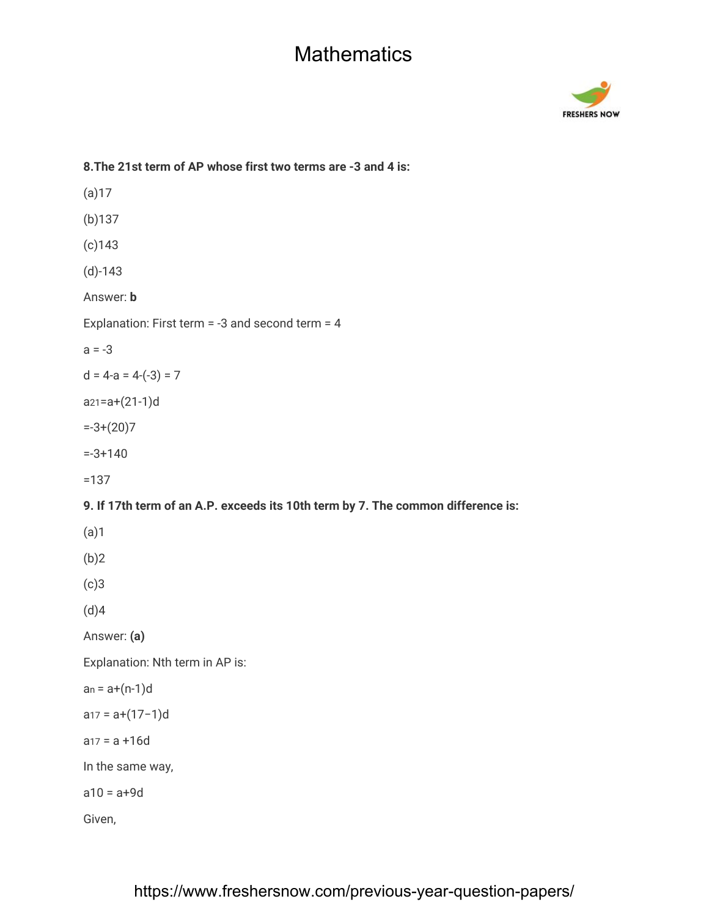**8.The 21st term of AP whose first two terms are -3 and 4 is:**

(a)17

(b)137

(c)143

(d)-143

Answer: **b**

Explanation: First term = -3 and second term = 4

$a = -3$

$d = 4-a = 4-(-3) = 7$

$a_{21}=a+(21-1)d$

$=-3+(20)7$

$=-3+140$

$=137$

**9. If 17th term of an A.P. exceeds its 10th term by 7. The common difference is:**

(a)1

(b)2

(c)3

(d)4

Answer: **(a)**

Explanation: Nth term in AP is:

$a_n = a+(n-1)d$

$a_{17} = a+(17-1)d$

$a_{17} = a +16d$

In the same way,

$a_{10} = a+9d$

Given,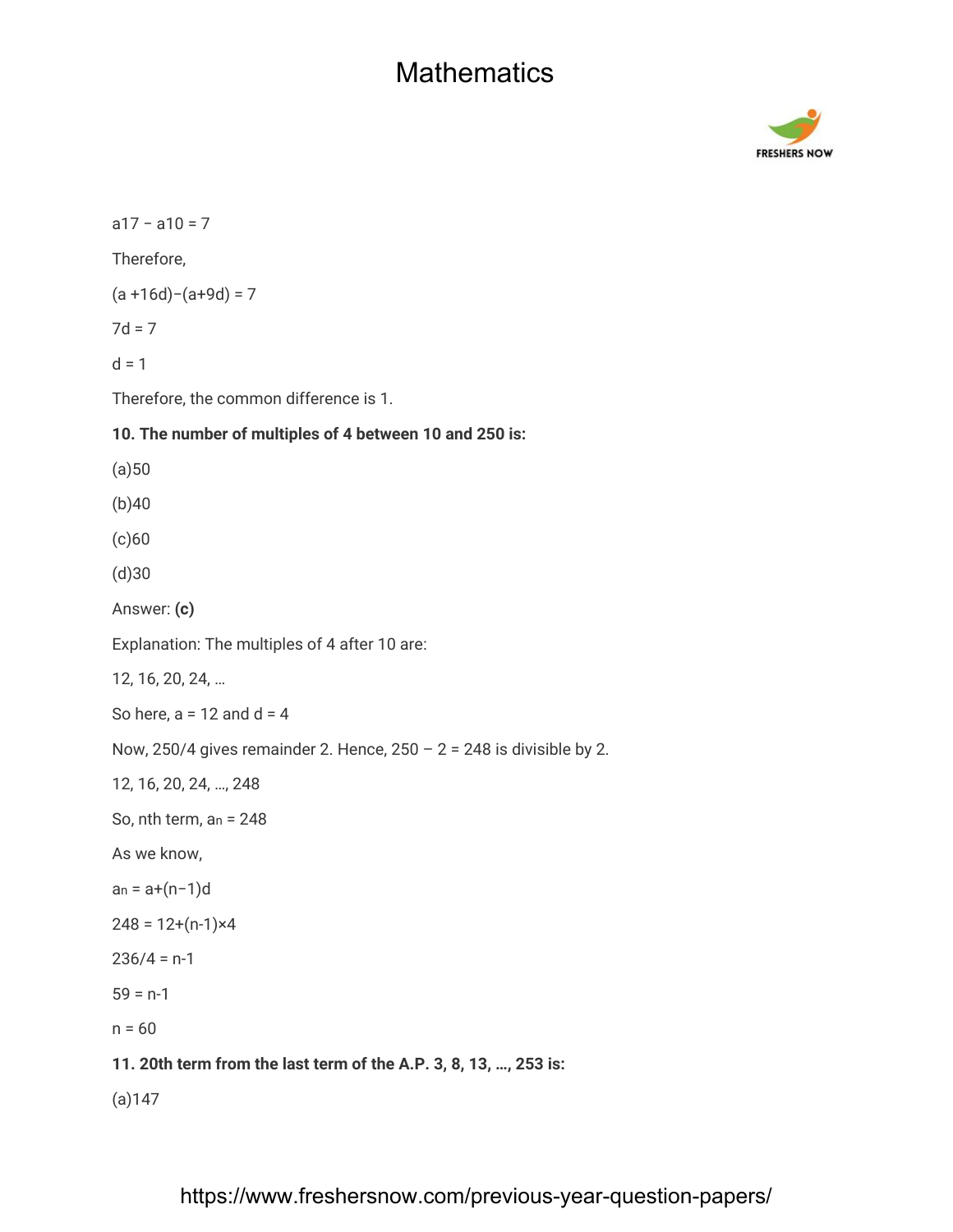$a_{17} – a_{10} = 7$

Therefore,

$(a + 16d) – (a + 9d) = 7$

$7d = 7$

$d = 1$

Therefore, the common difference is 1.

**10. The number of multiples of 4 between 10 and 250 is:**

(a)50

(b)40

(c)60

(d)30

Answer: **(c)**

Explanation: The multiples of 4 after 10 are:

12, 16, 20, 24, …

So here, a = 12 and d = 4

Now, 250/4 gives remainder 2. Hence, 250 – 2 = 248 is divisible by 2.

12, 16, 20, 24, …, 248

So, nth term, $a_n = 248$

As we know,

$a_n = a+(n−1)d$

$248 = 12+(n-1)×4$

$236/4 = n-1$

$59 = n-1$

$n = 60$

**11. 20th term from the last term of the A.P. 3, 8, 13, …, 253 is:**

(a)147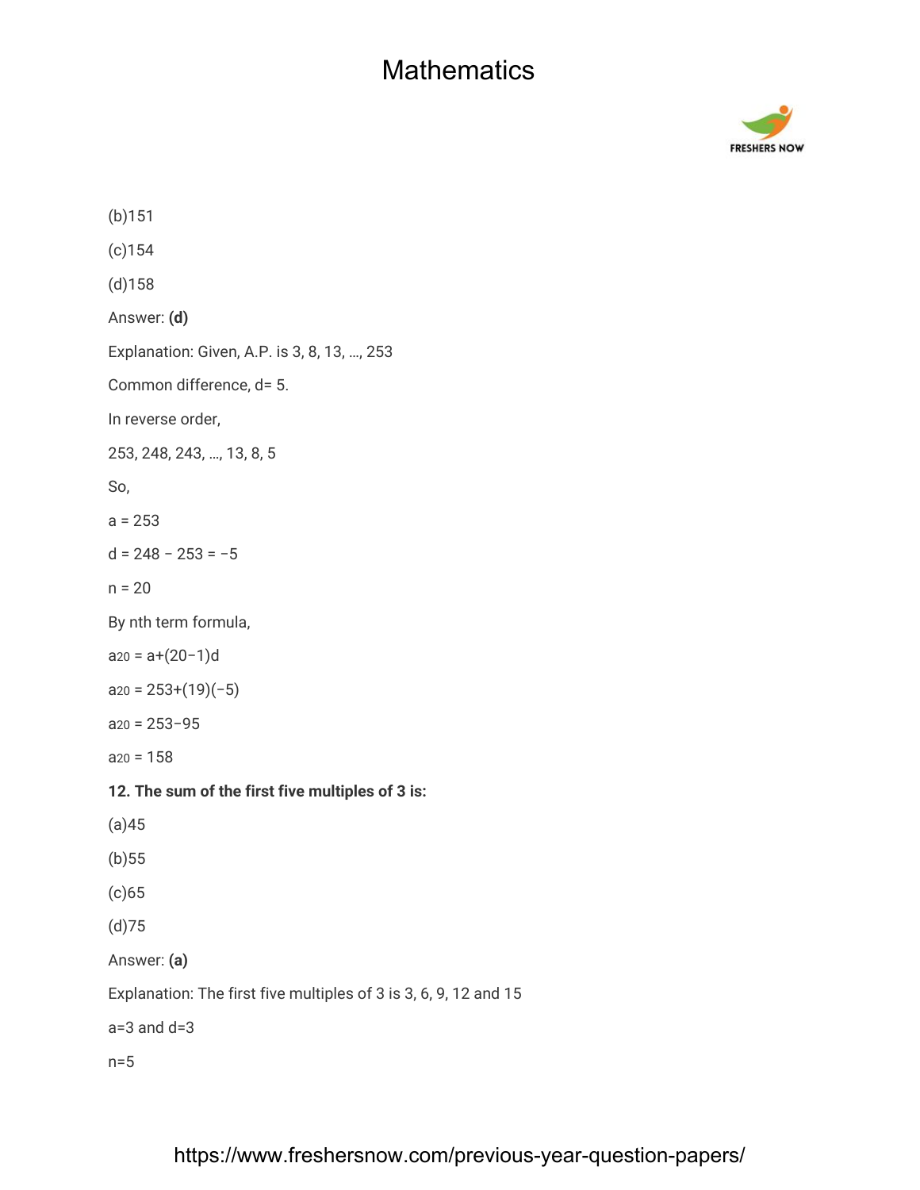(b)151

(c)154

(d)158

Answer: **(d)**

Explanation: Given, A.P. is 3, 8, 13, …, 253

Common difference, d= 5.

In reverse order,

253, 248, 243, …, 13, 8, 5

So,

a = 253

d = 248 − 253 = −5

n = 20

By nth term formula,

$a_{20} = a+(20-1)d$

$a_{20} = 253+(19)(-5)$

$a_{20} = 253-95$

$a_{20} = 158$

**12. The sum of the first five multiples of 3 is:**

(a)45

(b)55

(c)65

(d)75

Answer: **(a)**

Explanation: The first five multiples of 3 is 3, 6, 9, 12 and 15

a=3 and d=3

n=5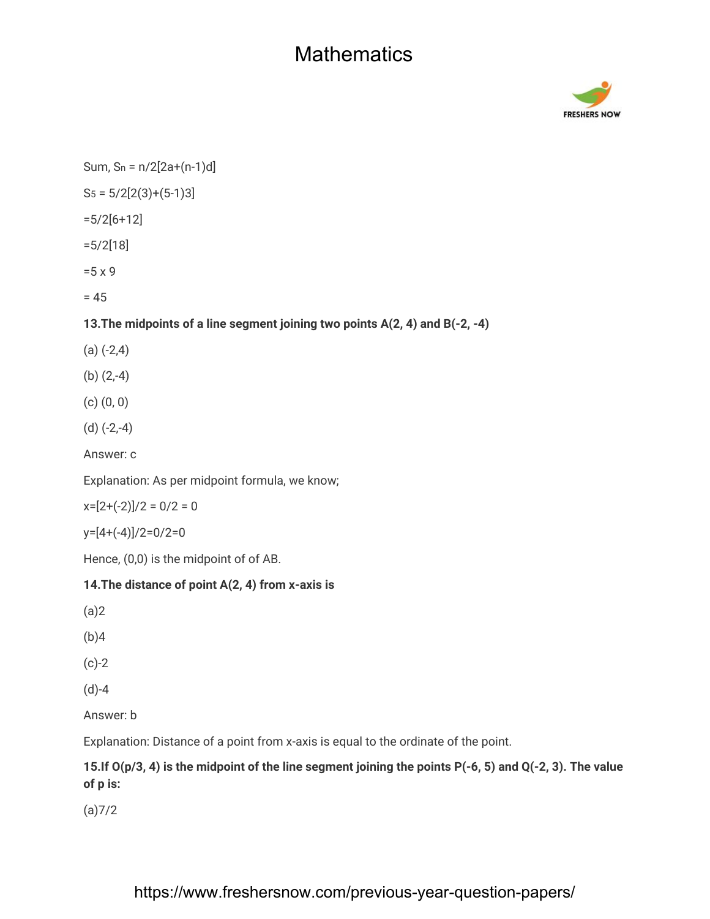Sum, $S_n = n/2[2a+(n-1)d]$

$S_5 = 5/2[2(3)+(5-1)3]$

$=5/2[6+12]$

$=5/2[18]$

$=5 \times 9$

$= 45$

**13.The midpoints of a line segment joining two points A(2, 4) and B(-2, -4)**

(a) (-2,4)

(b) (2,-4)

(c) (0, 0)

(d) (-2,-4)

Answer: c

Explanation: As per midpoint formula, we know;

$x=[2+(-2)]/2 = 0/2 = 0$

$y=[4+(-4)]/2=0/2=0$

Hence, (0,0) is the midpoint of of AB.

**14.The distance of point A(2, 4) from x-axis is**

(a)2

(b)4

(c)-2

(d)-4

Answer: b

Explanation: Distance of a point from x-axis is equal to the ordinate of the point.

**15.If O(p/3, 4) is the midpoint of the line segment joining the points P(-6, 5) and Q(-2, 3). The value of p is:**

(a)7/2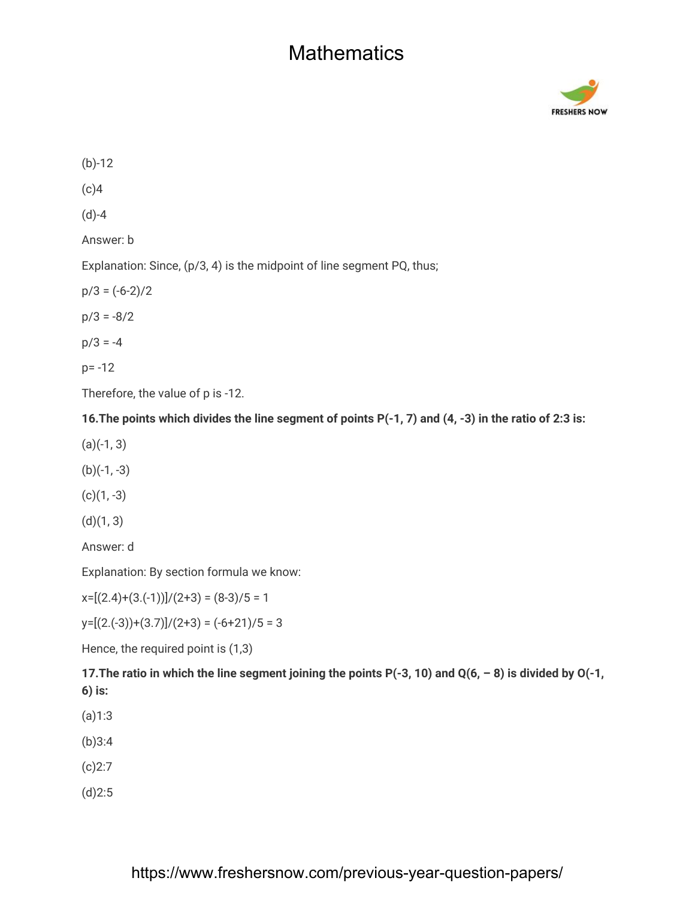(b)-12

(c)4

(d)-4

Answer: b

Explanation: Since, $(p/3, 4)$ is the midpoint of line segment PQ, thus;

$p/3 = (-6-2)/2$

$p/3 = -8/2$

$p/3 = -4$

$p = -12$

Therefore, the value of p is -12.

**16.The points which divides the line segment of points P(-1, 7) and (4, -3) in the ratio of 2:3 is:**

(a)(-1, 3)

(b)(-1, -3)

(c)(1, -3)

(d)(1, 3)

Answer: d

Explanation: By section formula we know:

$x=[(2.4)+(3.(-1))]/(2+3) = (8-3)/5 = 1$

$y=[(2.(-3))+(3.7)]/(2+3) = (-6+21)/5 = 3$

Hence, the required point is (1,3)

**17.The ratio in which the line segment joining the points P(-3, 10) and Q(6, – 8) is divided by O(-1, 6) is:**

(a)1:3

(b)3:4

(c)2:7

(d)2:5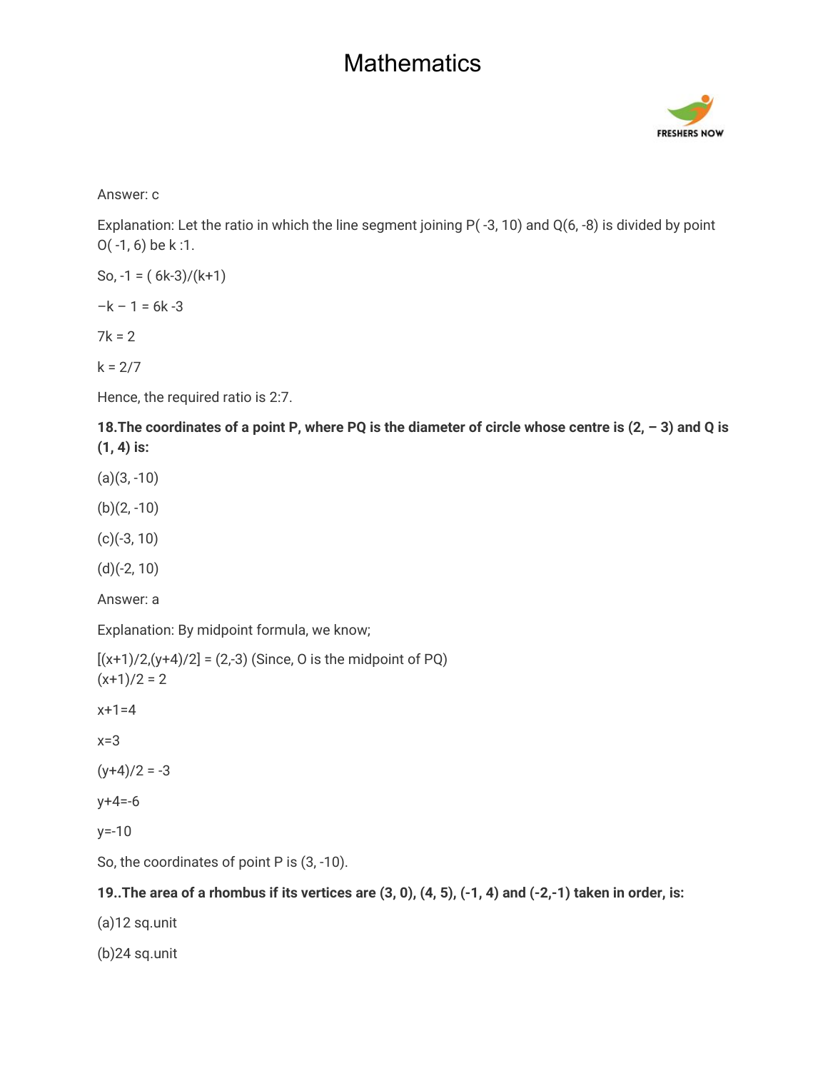Answer: c

Explanation: Let the ratio in which the line segment joining P( -3, 10) and Q(6, -8) is divided by point O( -1, 6) be k :1.

So, $-1 = (6k-3)/(k+1)$

$-k - 1 = 6k - 3$

$7k = 2$

$k = 2/7$

Hence, the required ratio is 2:7.

**18.The coordinates of a point P, where PQ is the diameter of circle whose centre is (2, – 3) and Q is (1, 4) is:**

(a)(3, -10)

(b)(2, -10)

(c)(-3, 10)

(d)(-2, 10)

Answer: a

Explanation: By midpoint formula, we know;

$[(x+1)/2, (y+4)/2] = (2,-3)$ (Since, O is the midpoint of PQ)
$(x+1)/2 = 2$

$x+1=4$

$x=3$

$(y+4)/2 = -3$

$y+4=-6$

$y=-10$

So, the coordinates of point P is (3, -10).

**19..The area of a rhombus if its vertices are (3, 0), (4, 5), (-1, 4) and (-2,-1) taken in order, is:**

(a)12 sq.unit

(b)24 sq.unit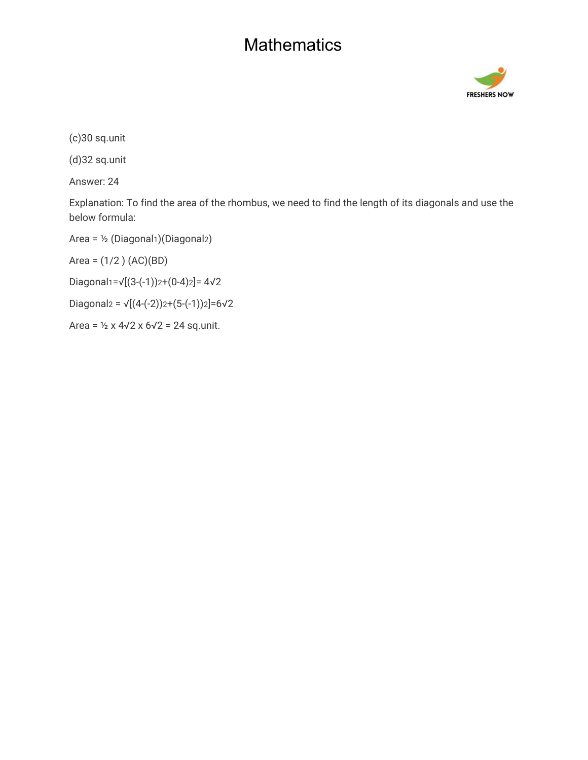(c)30 sq.unit

(d)32 sq.unit

Answer: 24

Explanation: To find the area of the rhombus, we need to find the length of its diagonals and use the below formula:

Area = ½ ($Diagonal_1$)($Diagonal_2$)

Area = (1/2 ) (AC)(BD)

$Diagonal_1 = \sqrt{[(3-(-1))^2+(0-4)^2]} = 4\sqrt{2}$

$Diagonal_2 = \sqrt{[(4-(-2))^2+(5-(-1))^2]} = 6\sqrt{2}$

Area = ½ x $4\sqrt{2}$ x $6\sqrt{2}$ = 24 sq.unit.